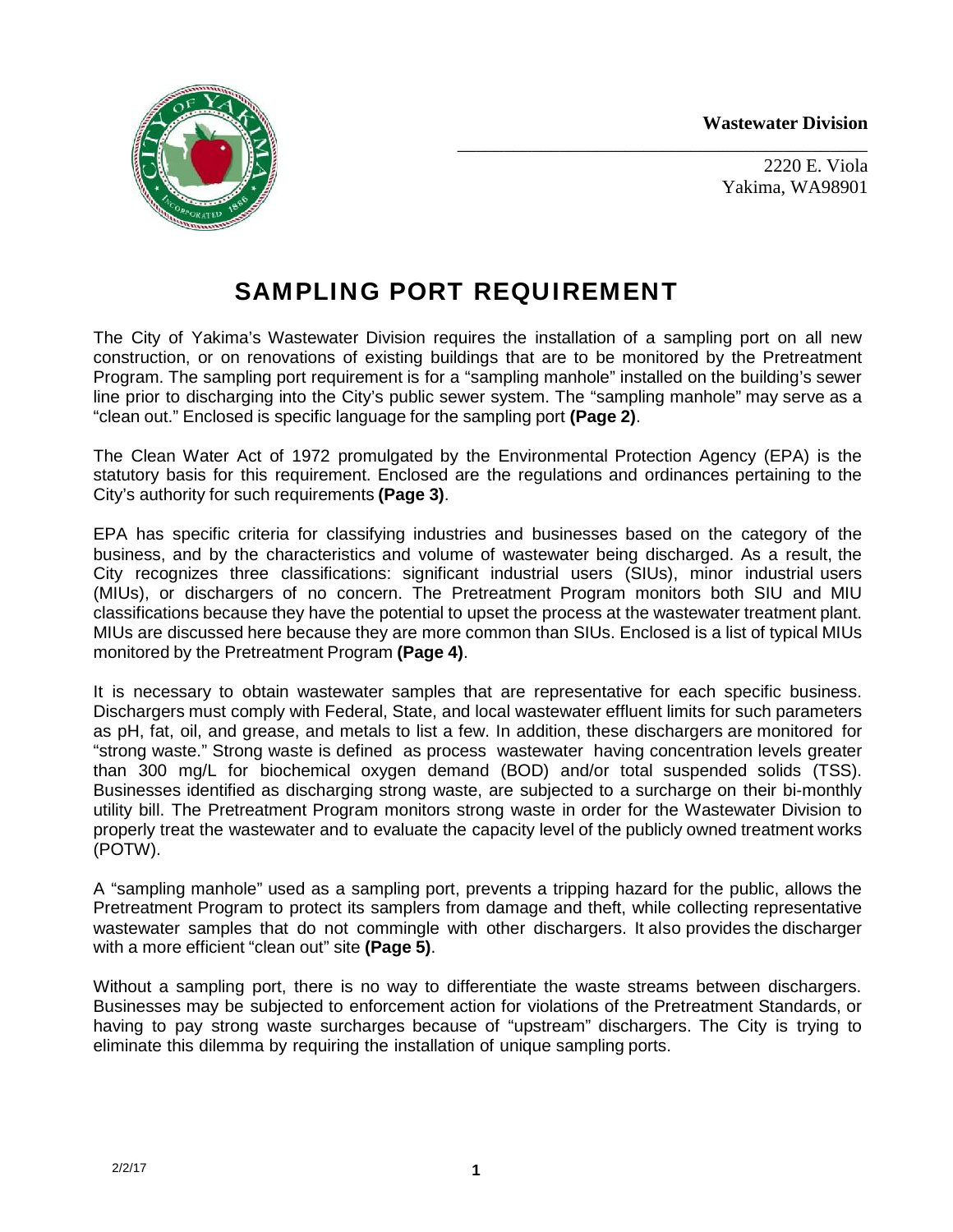**Wastewater Division**

2220 E. Viola
Yakima, WA98901

# SAMPLING PORT REQUIREMENT

The City of Yakima's Wastewater Division requires the installation of a sampling port on all new construction, or on renovations of existing buildings that are to be monitored by the Pretreatment Program. The sampling port requirement is for a "sampling manhole" installed on the building's sewer line prior to discharging into the City's public sewer system. The "sampling manhole" may serve as a "clean out." Enclosed is specific language for the sampling port **(Page 2)**.

The Clean Water Act of 1972 promulgated by the Environmental Protection Agency (EPA) is the statutory basis for this requirement. Enclosed are the regulations and ordinances pertaining to the City's authority for such requirements **(Page 3)**.

EPA has specific criteria for classifying industries and businesses based on the category of the business, and by the characteristics and volume of wastewater being discharged. As a result, the City recognizes three classifications: significant industrial users (SIUs), minor industrial users (MIUs), or dischargers of no concern. The Pretreatment Program monitors both SIU and MIU classifications because they have the potential to upset the process at the wastewater treatment plant. MIUs are discussed here because they are more common than SIUs. Enclosed is a list of typical MIUs monitored by the Pretreatment Program **(Page 4)**.

It is necessary to obtain wastewater samples that are representative for each specific business. Dischargers must comply with Federal, State, and local wastewater effluent limits for such parameters as pH, fat, oil, and grease, and metals to list a few. In addition, these dischargers are monitored for "strong waste." Strong waste is defined as process wastewater having concentration levels greater than 300 mg/L for biochemical oxygen demand (BOD) and/or total suspended solids (TSS). Businesses identified as discharging strong waste, are subjected to a surcharge on their bi-monthly utility bill. The Pretreatment Program monitors strong waste in order for the Wastewater Division to properly treat the wastewater and to evaluate the capacity level of the publicly owned treatment works (POTW).

A "sampling manhole" used as a sampling port, prevents a tripping hazard for the public, allows the Pretreatment Program to protect its samplers from damage and theft, while collecting representative wastewater samples that do not commingle with other dischargers. It also provides the discharger with a more efficient "clean out" site **(Page 5)**.

Without a sampling port, there is no way to differentiate the waste streams between dischargers. Businesses may be subjected to enforcement action for violations of the Pretreatment Standards, or having to pay strong waste surcharges because of "upstream" dischargers. The City is trying to eliminate this dilemma by requiring the installation of unique sampling ports.

2/2/17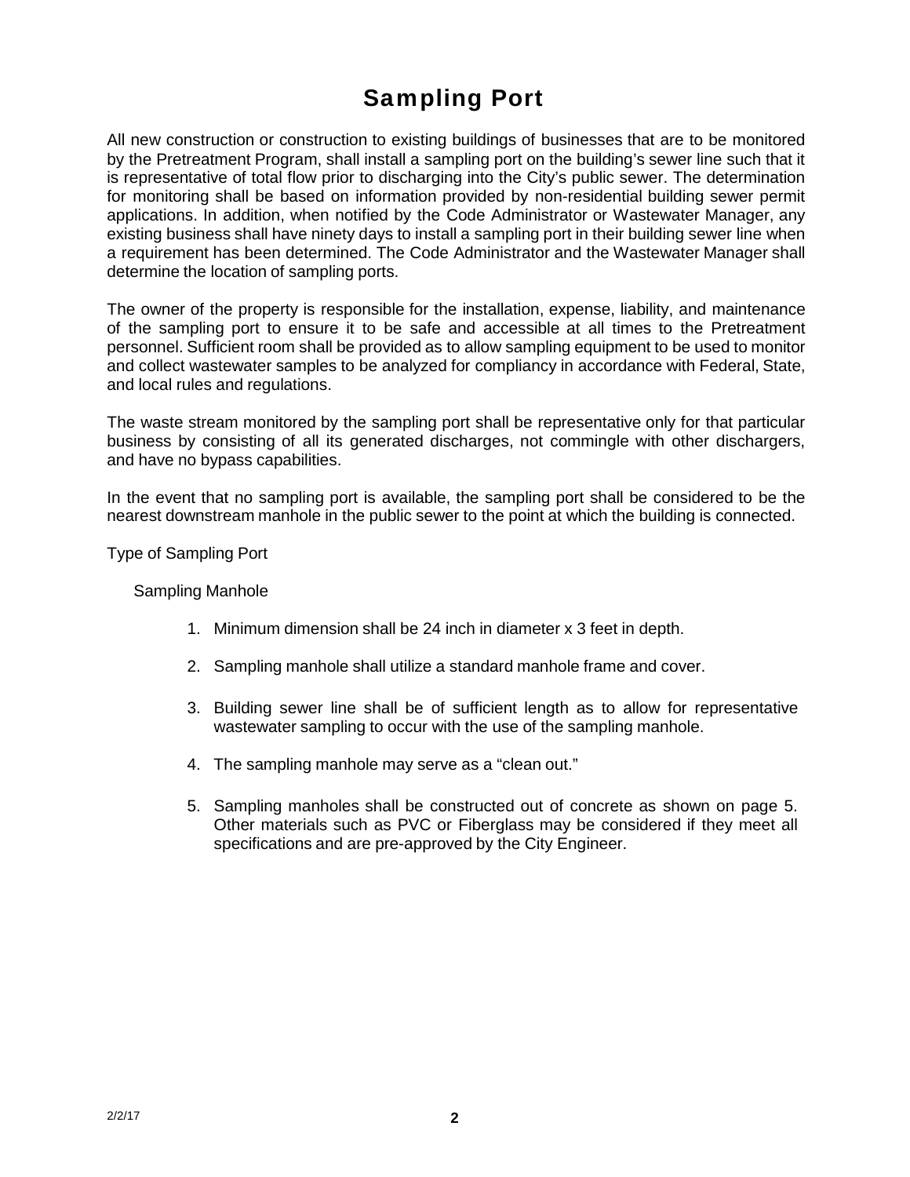# Sampling Port

All new construction or construction to existing buildings of businesses that are to be monitored by the Pretreatment Program, shall install a sampling port on the building's sewer line such that it is representative of total flow prior to discharging into the City's public sewer. The determination for monitoring shall be based on information provided by non-residential building sewer permit applications. In addition, when notified by the Code Administrator or Wastewater Manager, any existing business shall have ninety days to install a sampling port in their building sewer line when a requirement has been determined. The Code Administrator and the Wastewater Manager shall determine the location of sampling ports.

The owner of the property is responsible for the installation, expense, liability, and maintenance of the sampling port to ensure it to be safe and accessible at all times to the Pretreatment personnel. Sufficient room shall be provided as to allow sampling equipment to be used to monitor and collect wastewater samples to be analyzed for compliancy in accordance with Federal, State, and local rules and regulations.

The waste stream monitored by the sampling port shall be representative only for that particular business by consisting of all its generated discharges, not commingle with other dischargers, and have no bypass capabilities.

In the event that no sampling port is available, the sampling port shall be considered to be the nearest downstream manhole in the public sewer to the point at which the building is connected.

Type of Sampling Port

Sampling Manhole

1. Minimum dimension shall be 24 inch in diameter x 3 feet in depth.
2. Sampling manhole shall utilize a standard manhole frame and cover.
3. Building sewer line shall be of sufficient length as to allow for representative wastewater sampling to occur with the use of the sampling manhole.
4. The sampling manhole may serve as a "clean out."
5. Sampling manholes shall be constructed out of concrete as shown on page 5. Other materials such as PVC or Fiberglass may be considered if they meet all specifications and are pre-approved by the City Engineer.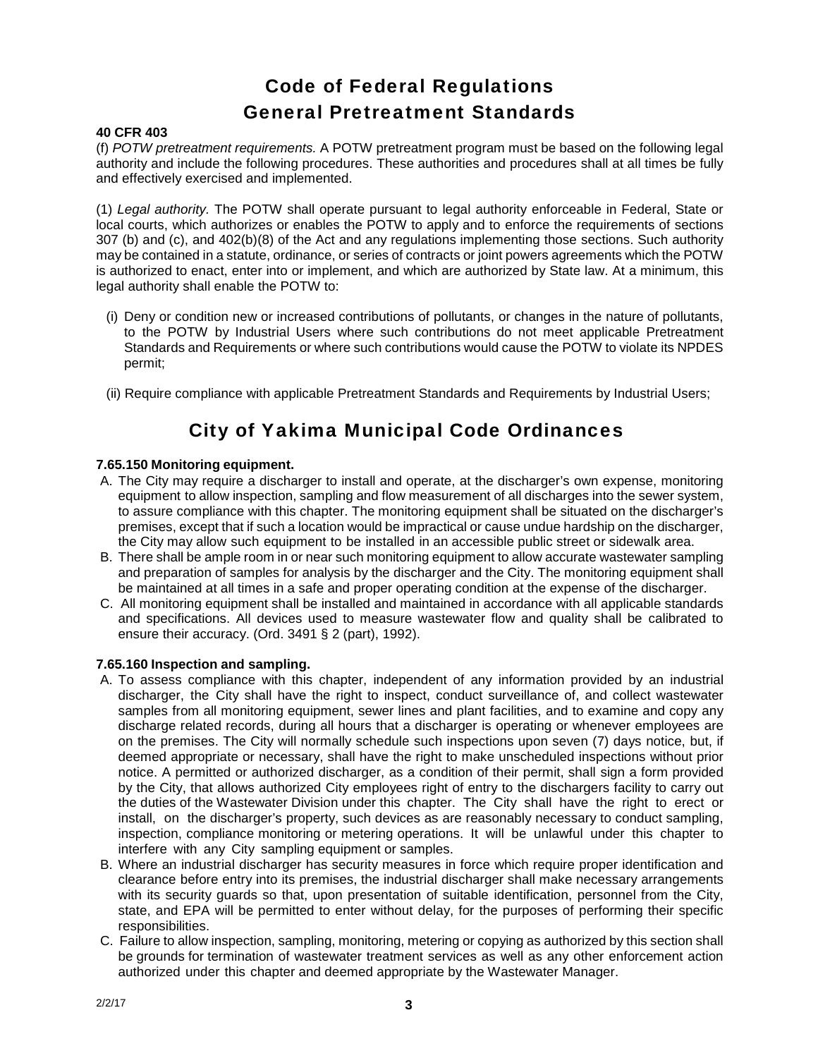# Code of Federal Regulations
## General Pretreatment Standards

**40 CFR 403**

(f) *POTW pretreatment requirements.* A POTW pretreatment program must be based on the following legal authority and include the following procedures. These authorities and procedures shall at all times be fully and effectively exercised and implemented.

(1) *Legal authority.* The POTW shall operate pursuant to legal authority enforceable in Federal, State or local courts, which authorizes or enables the POTW to apply and to enforce the requirements of sections 307 (b) and (c), and 402(b)(8) of the Act and any regulations implementing those sections. Such authority may be contained in a statute, ordinance, or series of contracts or joint powers agreements which the POTW is authorized to enact, enter into or implement, and which are authorized by State law. At a minimum, this legal authority shall enable the POTW to:

- (i) Deny or condition new or increased contributions of pollutants, or changes in the nature of pollutants, to the POTW by Industrial Users where such contributions do not meet applicable Pretreatment Standards and Requirements or where such contributions would cause the POTW to violate its NPDES permit;
- (ii) Require compliance with applicable Pretreatment Standards and Requirements by Industrial Users;

# City of Yakima Municipal Code Ordinances

**7.65.150 Monitoring equipment.**

A. The City may require a discharger to install and operate, at the discharger's own expense, monitoring equipment to allow inspection, sampling and flow measurement of all discharges into the sewer system, to assure compliance with this chapter. The monitoring equipment shall be situated on the discharger's premises, except that if such a location would be impractical or cause undue hardship on the discharger, the City may allow such equipment to be installed in an accessible public street or sidewalk area.

B. There shall be ample room in or near such monitoring equipment to allow accurate wastewater sampling and preparation of samples for analysis by the discharger and the City. The monitoring equipment shall be maintained at all times in a safe and proper operating condition at the expense of the discharger.

C. All monitoring equipment shall be installed and maintained in accordance with all applicable standards and specifications. All devices used to measure wastewater flow and quality shall be calibrated to ensure their accuracy. (Ord. 3491 § 2 (part), 1992).

**7.65.160 Inspection and sampling.**

A. To assess compliance with this chapter, independent of any information provided by an industrial discharger, the City shall have the right to inspect, conduct surveillance of, and collect wastewater samples from all monitoring equipment, sewer lines and plant facilities, and to examine and copy any discharge related records, during all hours that a discharger is operating or whenever employees are on the premises. The City will normally schedule such inspections upon seven (7) days notice, but, if deemed appropriate or necessary, shall have the right to make unscheduled inspections without prior notice. A permitted or authorized discharger, as a condition of their permit, shall sign a form provided by the City, that allows authorized City employees right of entry to the dischargers facility to carry out the duties of the Wastewater Division under this chapter. The City shall have the right to erect or install, on the discharger's property, such devices as are reasonably necessary to conduct sampling, inspection, compliance monitoring or metering operations. It will be unlawful under this chapter to interfere with any City sampling equipment or samples.

B. Where an industrial discharger has security measures in force which require proper identification and clearance before entry into its premises, the industrial discharger shall make necessary arrangements with its security guards so that, upon presentation of suitable identification, personnel from the City, state, and EPA will be permitted to enter without delay, for the purposes of performing their specific responsibilities.

C. Failure to allow inspection, sampling, monitoring, metering or copying as authorized by this section shall be grounds for termination of wastewater treatment services as well as any other enforcement action authorized under this chapter and deemed appropriate by the Wastewater Manager.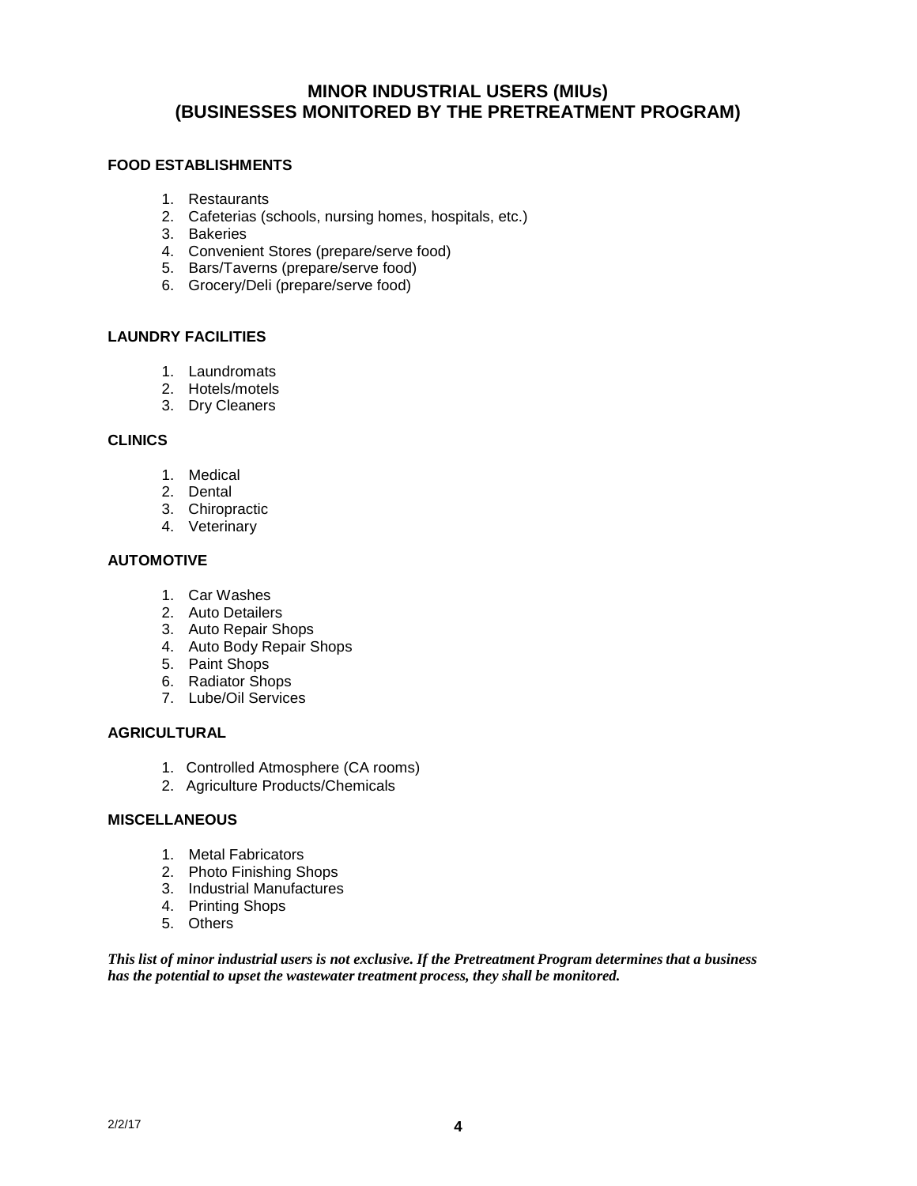# MINOR INDUSTRIAL USERS (MIUs)
# (BUSINESSES MONITORED BY THE PRETREATMENT PROGRAM)

**FOOD ESTABLISHMENTS**

1. Restaurants
2. Cafeterias (schools, nursing homes, hospitals, etc.)
3. Bakeries
4. Convenient Stores (prepare/serve food)
5. Bars/Taverns (prepare/serve food)
6. Grocery/Deli (prepare/serve food)

**LAUNDRY FACILITIES**

1. Laundromats
2. Hotels/motels
3. Dry Cleaners

**CLINICS**

1. Medical
2. Dental
3. Chiropractic
4. Veterinary

**AUTOMOTIVE**

1. Car Washes
2. Auto Detailers
3. Auto Repair Shops
4. Auto Body Repair Shops
5. Paint Shops
6. Radiator Shops
7. Lube/Oil Services

**AGRICULTURAL**

1. Controlled Atmosphere (CA rooms)
2. Agriculture Products/Chemicals

**MISCELLANEOUS**

1. Metal Fabricators
2. Photo Finishing Shops
3. Industrial Manufactures
4. Printing Shops
5. Others

***This list of minor industrial users is not exclusive. If the Pretreatment Program determines that a business has the potential to upset the wastewater treatment process, they shall be monitored.***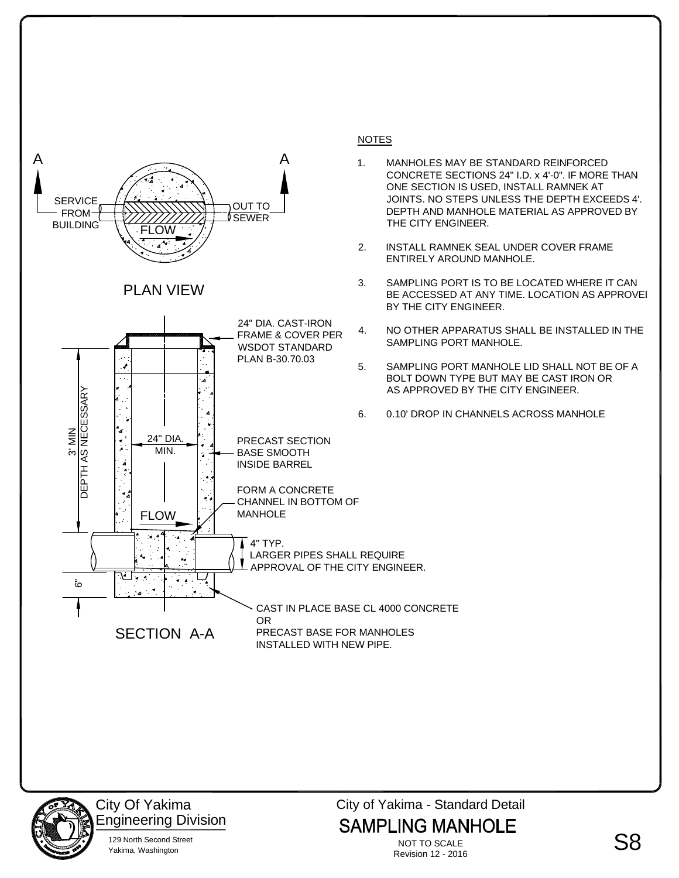# SAMPLING MANHOLE

City of Yakima - Standard Detail

## PLAN VIEW

A — A

SERVICE FROM BUILDING

FLOW

OUT TO SEWER

## SECTION A-A

24" DIA. CAST-IRON FRAME & COVER PER WSDOT STANDARD PLAN B-30.70.03

3' MIN DEPTH AS NECESSARY

24" DIA. MIN.

PRECAST SECTION BASE SMOOTH INSIDE BARREL

FORM A CONCRETE CHANNEL IN BOTTOM OF MANHOLE

FLOW

4" TYP.
LARGER PIPES SHALL REQUIRE APPROVAL OF THE CITY ENGINEER.

6"

CAST IN PLACE BASE CL 4000 CONCRETE
OR
PRECAST BASE FOR MANHOLES INSTALLED WITH NEW PIPE.

## NOTES

1. MANHOLES MAY BE STANDARD REINFORCED CONCRETE SECTIONS 24" I.D. x 4'-0". IF MORE THAN ONE SECTION IS USED, INSTALL RAMNEK AT JOINTS. NO STEPS UNLESS THE DEPTH EXCEEDS 4'. DEPTH AND MANHOLE MATERIAL AS APPROVED BY THE CITY ENGINEER.
2. INSTALL RAMNEK SEAL UNDER COVER FRAME ENTIRELY AROUND MANHOLE.
3. SAMPLING PORT IS TO BE LOCATED WHERE IT CAN BE ACCESSED AT ANY TIME. LOCATION AS APPROVED BY THE CITY ENGINEER.
4. NO OTHER APPARATUS SHALL BE INSTALLED IN THE SAMPLING PORT MANHOLE.
5. SAMPLING PORT MANHOLE LID SHALL NOT BE OF A BOLT DOWN TYPE BUT MAY BE CAST IRON OR AS APPROVED BY THE CITY ENGINEER.
6. 0.10' DROP IN CHANNELS ACROSS MANHOLE

City Of Yakima
Engineering Division
129 North Second Street
Yakima, Washington

NOT TO SCALE
Revision 12 - 2016

S8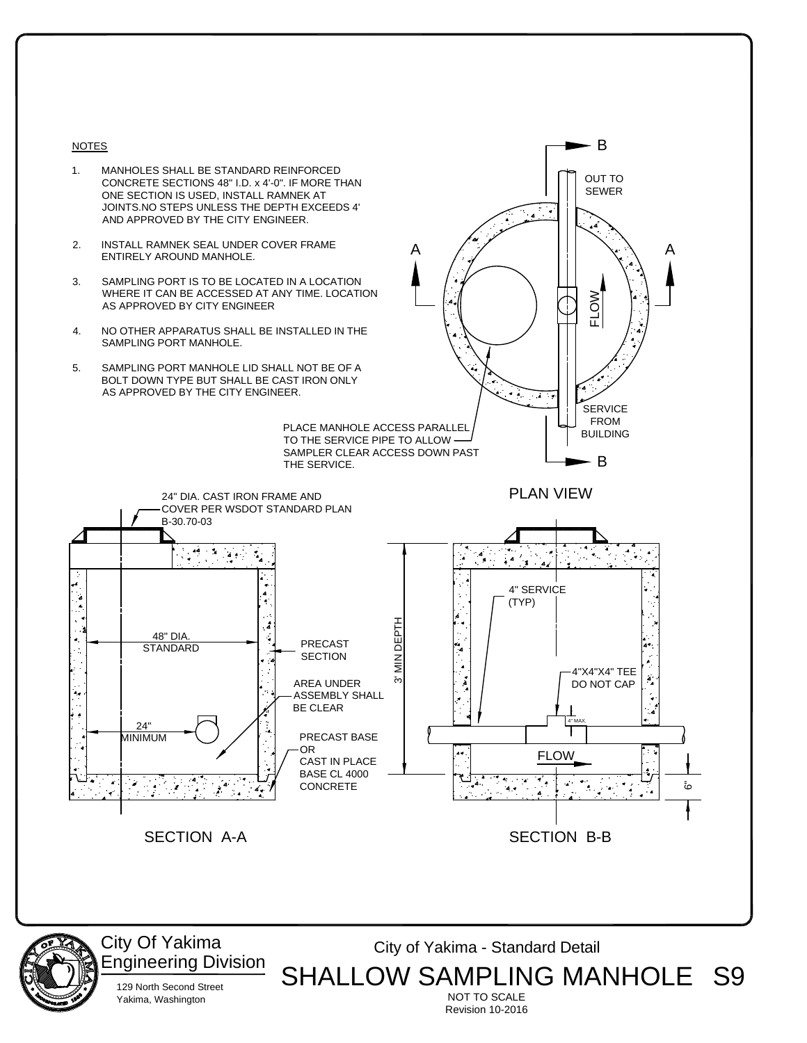NOTES

1. MANHOLES SHALL BE STANDARD REINFORCED CONCRETE SECTIONS 48" I.D. x 4'-0". IF MORE THAN ONE SECTION IS USED, INSTALL RAMNEK AT JOINTS.NO STEPS UNLESS THE DEPTH EXCEEDS 4' AND APPROVED BY THE CITY ENGINEER.
2. INSTALL RAMNEK SEAL UNDER COVER FRAME ENTIRELY AROUND MANHOLE.
3. SAMPLING PORT IS TO BE LOCATED IN A LOCATION WHERE IT CAN BE ACCESSED AT ANY TIME. LOCATION AS APPROVED BY CITY ENGINEER
4. NO OTHER APPARATUS SHALL BE INSTALLED IN THE SAMPLING PORT MANHOLE.
5. SAMPLING PORT MANHOLE LID SHALL NOT BE OF A BOLT DOWN TYPE BUT SHALL BE CAST IRON ONLY AS APPROVED BY THE CITY ENGINEER.

B

OUT TO SEWER

A

A

FLOW

SERVICE FROM BUILDING

PLACE MANHOLE ACCESS PARALLEL TO THE SERVICE PIPE TO ALLOW SAMPLER CLEAR ACCESS DOWN PAST THE SERVICE.

B

PLAN VIEW

24" DIA. CAST IRON FRAME AND COVER PER WSDOT STANDARD PLAN B-30.70-03

48" DIA. STANDARD

PRECAST SECTION

AREA UNDER ASSEMBLY SHALL BE CLEAR

24" MINIMUM

PRECAST BASE OR CAST IN PLACE BASE CL 4000 CONCRETE

SECTION A-A

3' MIN DEPTH

4" SERVICE (TYP)

4"X4"X4" TEE DO NOT CAP

4" MAX.

FLOW

6"

SECTION B-B

City Of Yakima
Engineering Division
129 North Second Street
Yakima, Washington

City of Yakima - Standard Detail

SHALLOW SAMPLING MANHOLE S9

NOT TO SCALE
Revision 10-2016